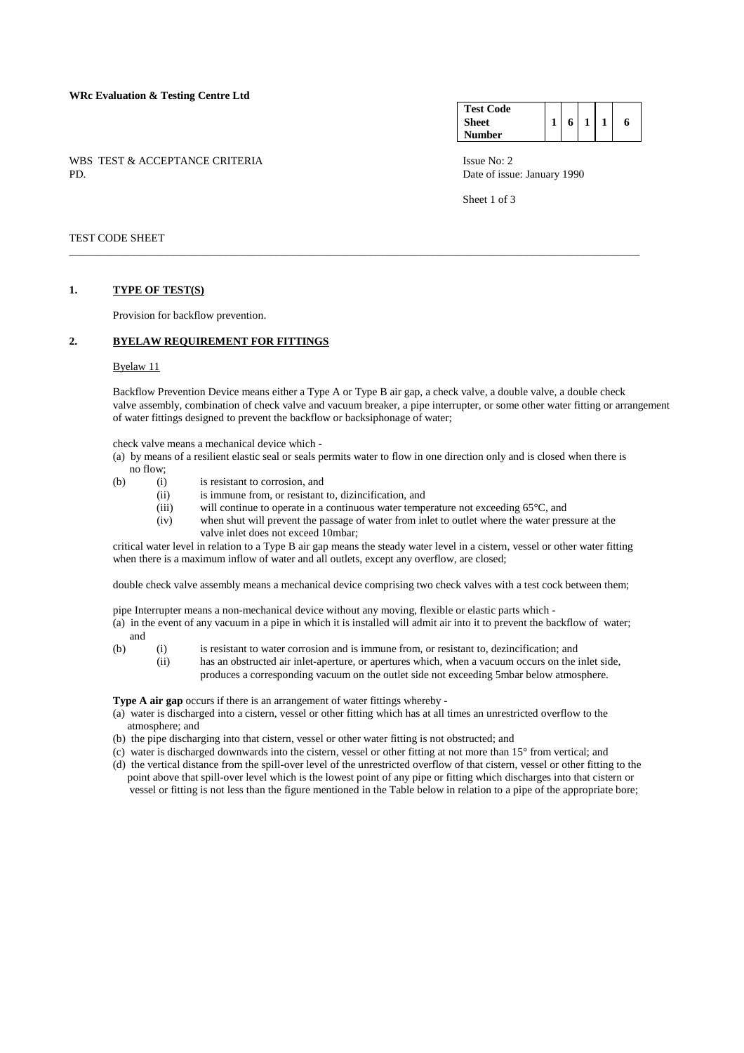**WRc Evaluation & Testing Centre Ltd**

| Test Code Sheet Number | 1 | 6 | 1 | 1 | 6 |
|---|---|---|---|---|---|

WBS TEST & ACCEPTANCE CRITERIA
PD.

Issue No: 2
Date of issue: January 1990

TEST CODE SHEET

---

## 1. TYPE OF TEST(S)

Provision for backflow prevention.

## 2. BYELAW REQUIREMENT FOR FITTINGS

Byelaw 11

Backflow Prevention Device means either a Type A or Type B air gap, a check valve, a double valve, a double check valve assembly, combination of check valve and vacuum breaker, a pipe interrupter, or some other water fitting or arrangement of water fittings designed to prevent the backflow or backsiphonage of water;

check valve means a mechanical device which -

(a) by means of a resilient elastic seal or seals permits water to flow in one direction only and is closed when there is no flow;

(b)
- (i) is resistant to corrosion, and
- (ii) is immune from, or resistant to, dizincification, and
- (iii) will continue to operate in a continuous water temperature not exceeding 65°C, and
- (iv) when shut will prevent the passage of water from inlet to outlet where the water pressure at the valve inlet does not exceed 10mbar;

critical water level in relation to a Type B air gap means the steady water level in a cistern, vessel or other water fitting when there is a maximum inflow of water and all outlets, except any overflow, are closed;

double check valve assembly means a mechanical device comprising two check valves with a test cock between them;

pipe Interrupter means a non-mechanical device without any moving, flexible or elastic parts which -

(a) in the event of any vacuum in a pipe in which it is installed will admit air into it to prevent the backflow of water; and

(b)
- (i) is resistant to water corrosion and is immune from, or resistant to, dezincification; and
- (ii) has an obstructed air inlet-aperture, or apertures which, when a vacuum occurs on the inlet side, produces a corresponding vacuum on the outlet side not exceeding 5mbar below atmosphere.

**Type A air gap** occurs if there is an arrangement of water fittings whereby -

(a) water is discharged into a cistern, vessel or other fitting which has at all times an unrestricted overflow to the atmosphere; and

(b) the pipe discharging into that cistern, vessel or other water fitting is not obstructed; and

(c) water is discharged downwards into the cistern, vessel or other fitting at not more than 15° from vertical; and

(d) the vertical distance from the spill-over level of the unrestricted overflow of that cistern, vessel or other fitting to the point above that spill-over level which is the lowest point of any pipe or fitting which discharges into that cistern or vessel or fitting is not less than the figure mentioned in the Table below in relation to a pipe of the appropriate bore;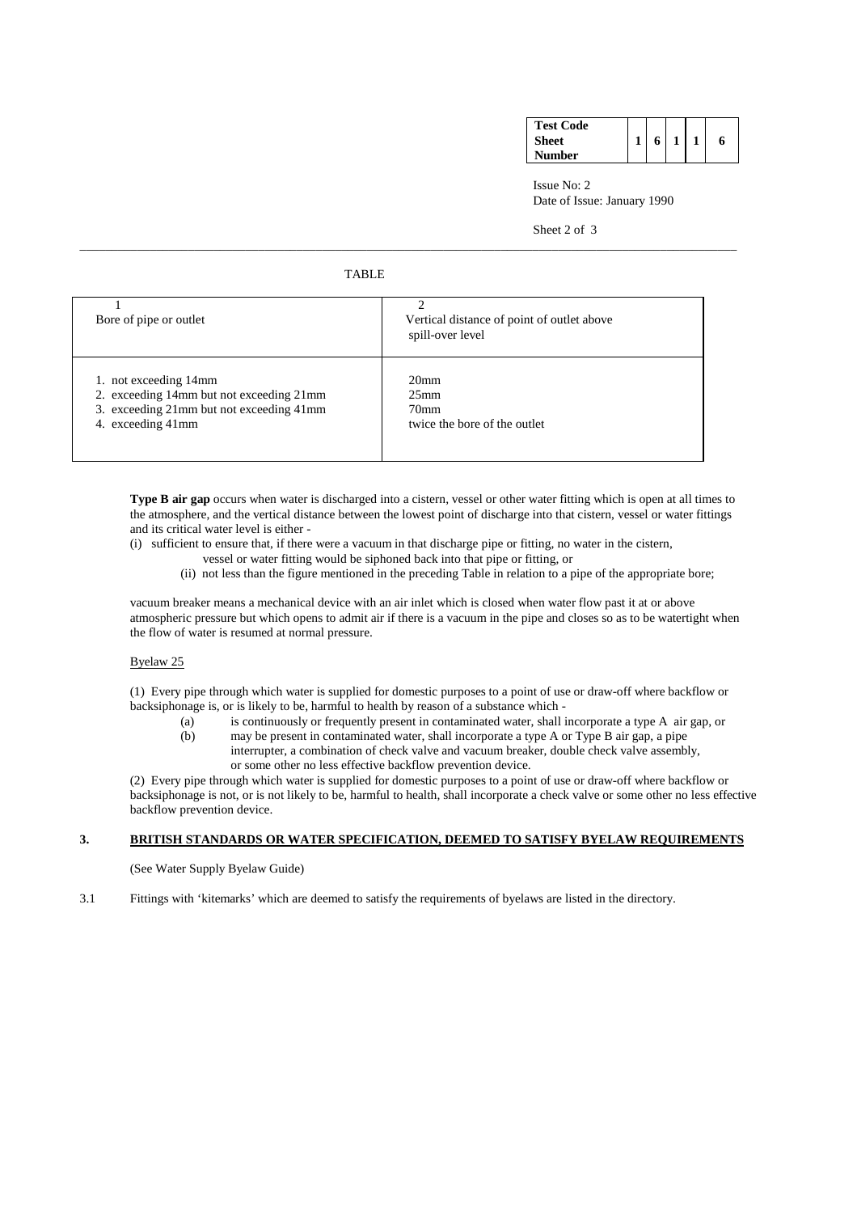TABLE

| 1<br>Bore of pipe or outlet | 2<br>Vertical distance of point of outlet above spill-over level |
|---|---|
| 1. not exceeding 14mm | 20mm |
| 2. exceeding 14mm but not exceeding 21mm | 25mm |
| 3. exceeding 21mm but not exceeding 41mm | 70mm |
| 4. exceeding 41mm | twice the bore of the outlet |

**Type B air gap** occurs when water is discharged into a cistern, vessel or other water fitting which is open at all times to the atmosphere, and the vertical distance between the lowest point of discharge into that cistern, vessel or water fittings and its critical water level is either -

(i) sufficient to ensure that, if there were a vacuum in that discharge pipe or fitting, no water in the cistern, vessel or water fitting would be siphoned back into that pipe or fitting, or

(ii) not less than the figure mentioned in the preceding Table in relation to a pipe of the appropriate bore;

vacuum breaker means a mechanical device with an air inlet which is closed when water flow past it at or above atmospheric pressure but which opens to admit air if there is a vacuum in the pipe and closes so as to be watertight when the flow of water is resumed at normal pressure.

Byelaw 25

(1) Every pipe through which water is supplied for domestic purposes to a point of use or draw-off where backflow or backsiphonage is, or is likely to be, harmful to health by reason of a substance which -

(a) is continuously or frequently present in contaminated water, shall incorporate a type A air gap, or

(b) may be present in contaminated water, shall incorporate a type A or Type B air gap, a pipe interrupter, a combination of check valve and vacuum breaker, double check valve assembly, or some other no less effective backflow prevention device.

(2) Every pipe through which water is supplied for domestic purposes to a point of use or draw-off where backflow or backsiphonage is not, or is not likely to be, harmful to health, shall incorporate a check valve or some other no less effective backflow prevention device.

## 3. BRITISH STANDARDS OR WATER SPECIFICATION, DEEMED TO SATISFY BYELAW REQUIREMENTS

(See Water Supply Byelaw Guide)

3.1 Fittings with 'kitemarks' which are deemed to satisfy the requirements of byelaws are listed in the directory.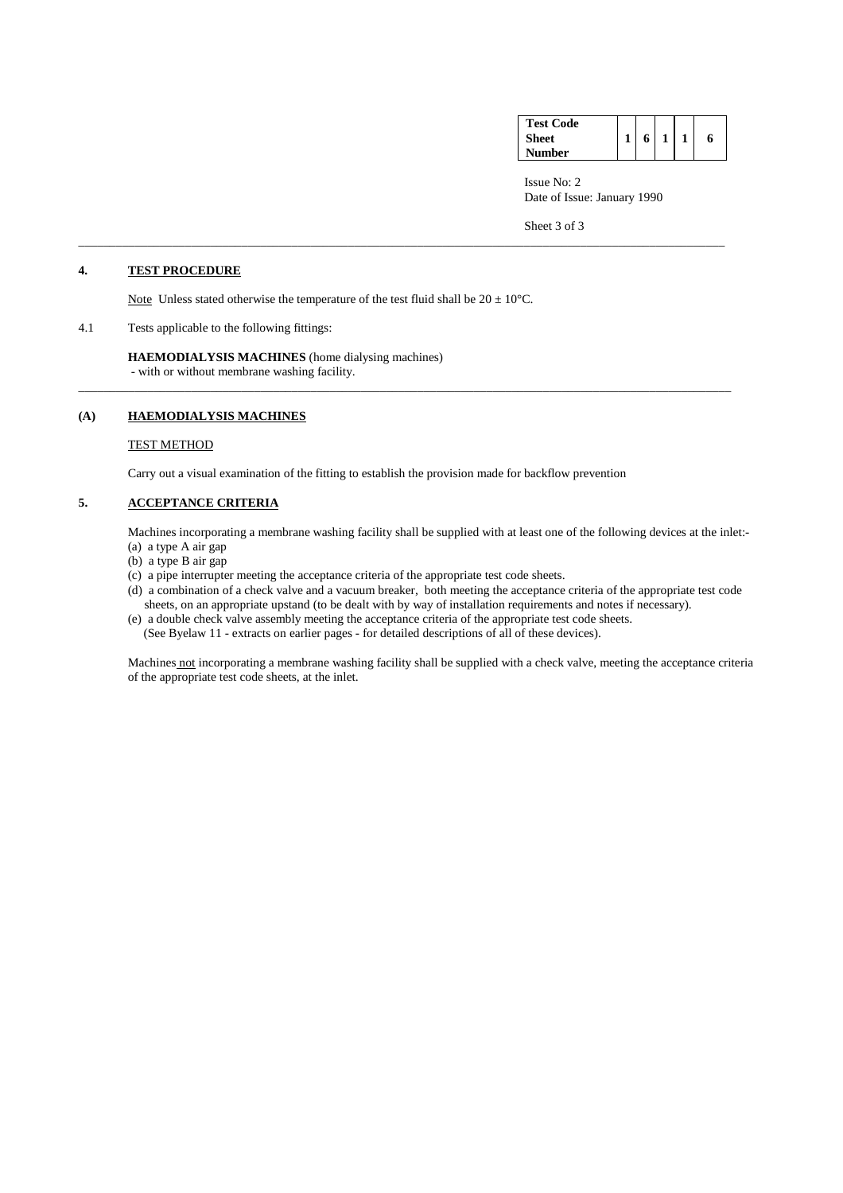| | | | | | |
|---|---|---|---|---|---|
| **Test Code Sheet Number** | **1** | **6** | **1** | **1** | **6** |

Issue No: 2
Date of Issue: January 1990

## 4. TEST PROCEDURE

Note Unless stated otherwise the temperature of the test fluid shall be 20 ± 10°C.

4.1 Tests applicable to the following fittings:

**HAEMODIALYSIS MACHINES** (home dialysing machines)
- with or without membrane washing facility.

### (A) HAEMODIALYSIS MACHINES

TEST METHOD

Carry out a visual examination of the fitting to establish the provision made for backflow prevention

## 5. ACCEPTANCE CRITERIA

Machines incorporating a membrane washing facility shall be supplied with at least one of the following devices at the inlet:-

(a) a type A air gap
(b) a type B air gap
(c) a pipe interrupter meeting the acceptance criteria of the appropriate test code sheets.
(d) a combination of a check valve and a vacuum breaker, both meeting the acceptance criteria of the appropriate test code sheets, on an appropriate upstand (to be dealt with by way of installation requirements and notes if necessary).
(e) a double check valve assembly meeting the acceptance criteria of the appropriate test code sheets.
(See Byelaw 11 - extracts on earlier pages - for detailed descriptions of all of these devices).

Machines not incorporating a membrane washing facility shall be supplied with a check valve, meeting the acceptance criteria of the appropriate test code sheets, at the inlet.